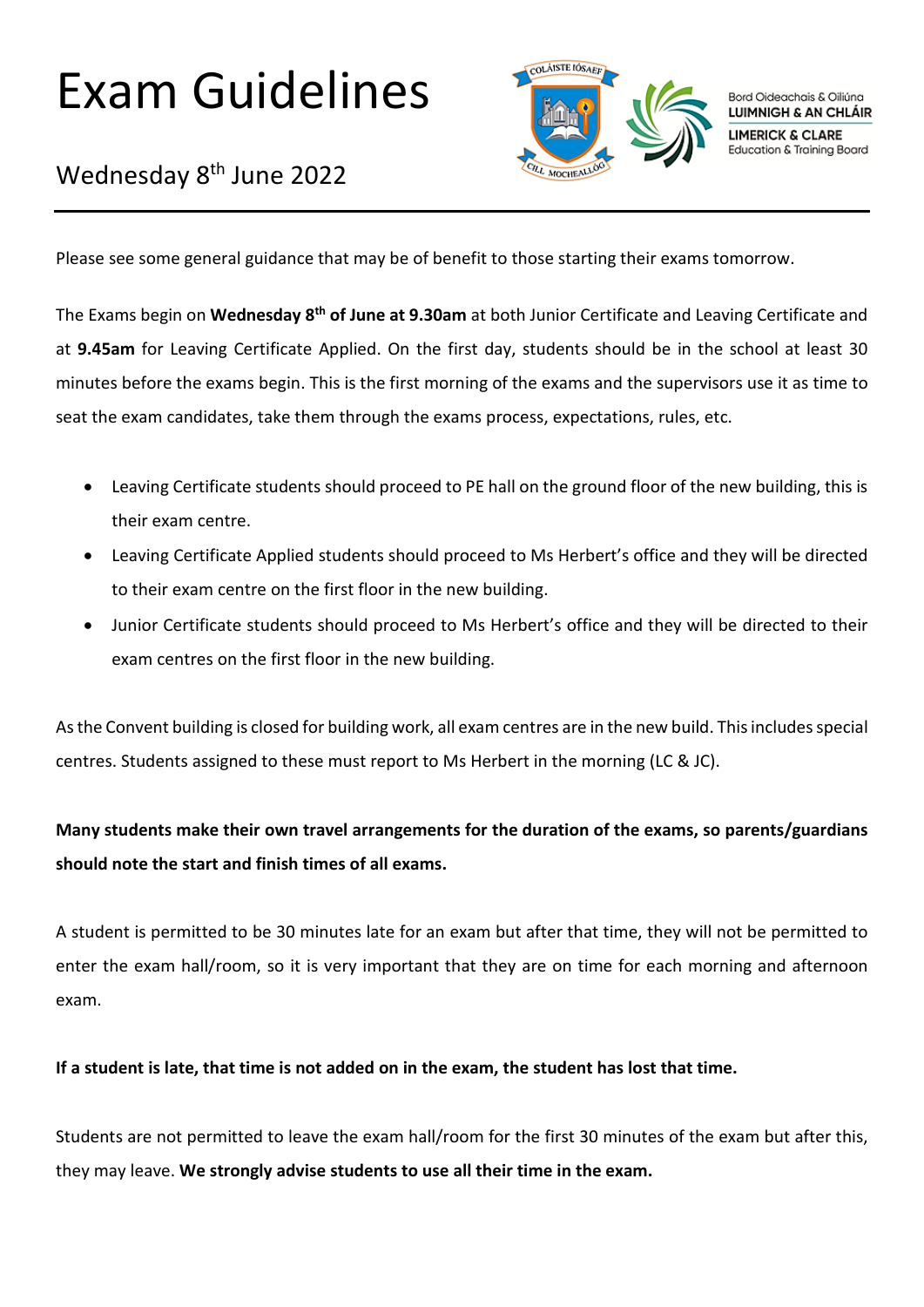# Exam Guidelines

## Wednesday 8th June 2022

Please see some general guidance that may be of benefit to those starting their exams tomorrow.

The Exams begin on **Wednesday 8th of June at 9.30am** at both Junior Certificate and Leaving Certificate and at **9.45am** for Leaving Certificate Applied. On the first day, students should be in the school at least 30 minutes before the exams begin. This is the first morning of the exams and the supervisors use it as time to seat the exam candidates, take them through the exams process, expectations, rules, etc.

- Leaving Certificate students should proceed to PE hall on the ground floor of the new building, this is their exam centre.
- Leaving Certificate Applied students should proceed to Ms Herbert's office and they will be directed to their exam centre on the first floor in the new building.
- Junior Certificate students should proceed to Ms Herbert's office and they will be directed to their exam centres on the first floor in the new building.

As the Convent building is closed for building work, all exam centres are in the new build. This includes special centres. Students assigned to these must report to Ms Herbert in the morning (LC & JC).

**Many students make their own travel arrangements for the duration of the exams, so parents/guardians should note the start and finish times of all exams.**

A student is permitted to be 30 minutes late for an exam but after that time, they will not be permitted to enter the exam hall/room, so it is very important that they are on time for each morning and afternoon exam.

**If a student is late, that time is not added on in the exam, the student has lost that time.**

Students are not permitted to leave the exam hall/room for the first 30 minutes of the exam but after this, they may leave. **We strongly advise students to use all their time in the exam.**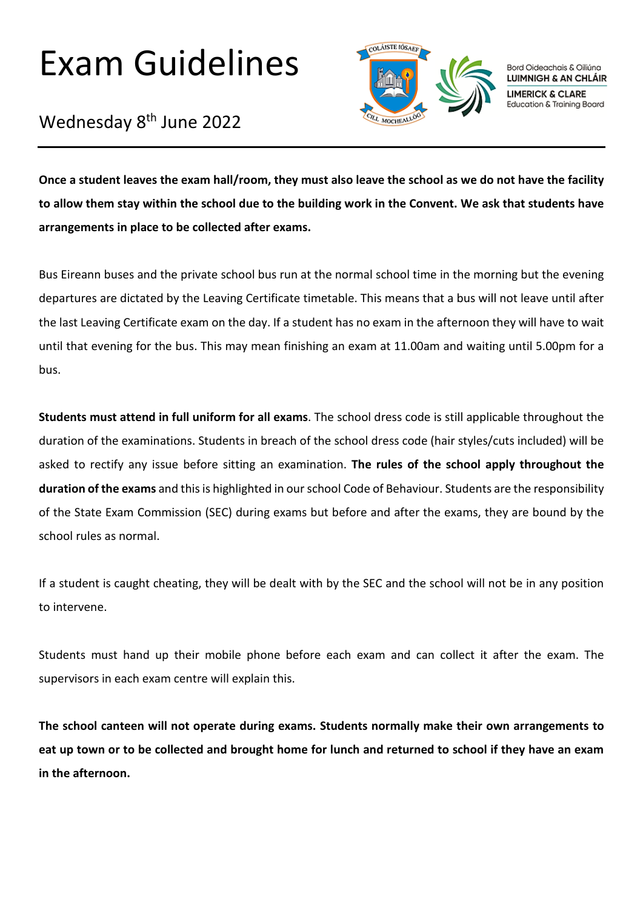# Exam Guidelines

Wednesday 8th June 2022

Bord Oideachais & Oiliúna
LUIMNIGH & AN CHLÁIR
LIMERICK & CLARE
Education & Training Board

---

**Once a student leaves the exam hall/room, they must also leave the school as we do not have the facility to allow them stay within the school due to the building work in the Convent. We ask that students have arrangements in place to be collected after exams.**

Bus Eireann buses and the private school bus run at the normal school time in the morning but the evening departures are dictated by the Leaving Certificate timetable. This means that a bus will not leave until after the last Leaving Certificate exam on the day. If a student has no exam in the afternoon they will have to wait until that evening for the bus. This may mean finishing an exam at 11.00am and waiting until 5.00pm for a bus.

**Students must attend in full uniform for all exams**. The school dress code is still applicable throughout the duration of the examinations. Students in breach of the school dress code (hair styles/cuts included) will be asked to rectify any issue before sitting an examination. **The rules of the school apply throughout the duration of the exams** and this is highlighted in our school Code of Behaviour. Students are the responsibility of the State Exam Commission (SEC) during exams but before and after the exams, they are bound by the school rules as normal.

If a student is caught cheating, they will be dealt with by the SEC and the school will not be in any position to intervene.

Students must hand up their mobile phone before each exam and can collect it after the exam. The supervisors in each exam centre will explain this.

**The school canteen will not operate during exams. Students normally make their own arrangements to eat up town or to be collected and brought home for lunch and returned to school if they have an exam in the afternoon.**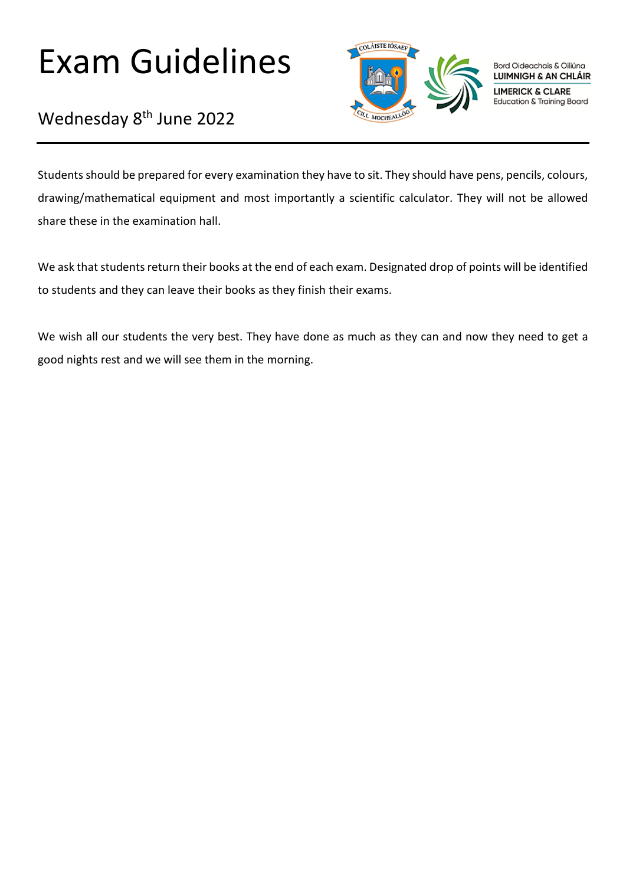# Exam Guidelines

## Wednesday 8th June 2022

Students should be prepared for every examination they have to sit. They should have pens, pencils, colours, drawing/mathematical equipment and most importantly a scientific calculator. They will not be allowed share these in the examination hall.

We ask that students return their books at the end of each exam. Designated drop of points will be identified to students and they can leave their books as they finish their exams.

We wish all our students the very best. They have done as much as they can and now they need to get a good nights rest and we will see them in the morning.